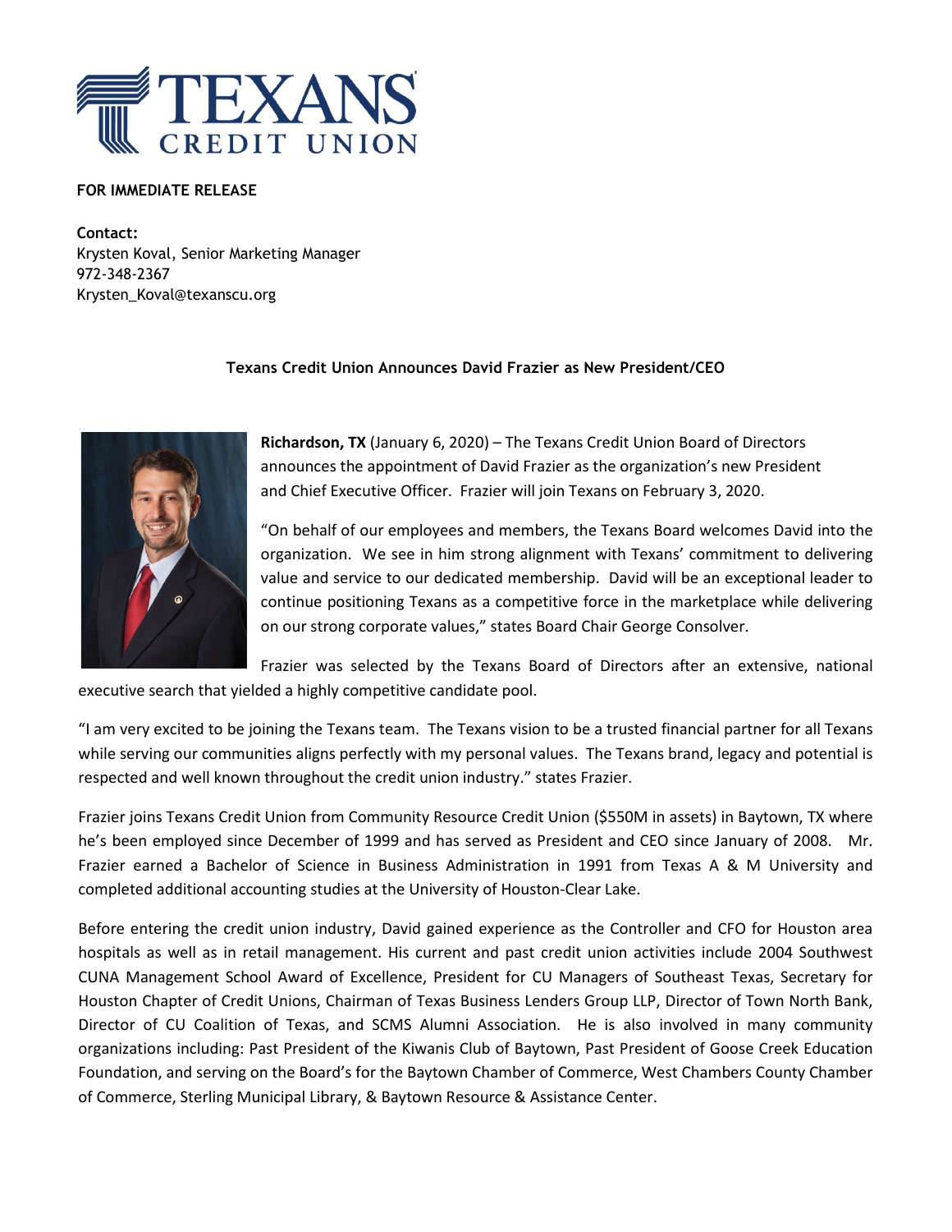**FOR IMMEDIATE RELEASE**

**Contact:**
Krysten Koval, Senior Marketing Manager
972-348-2367
Krysten_Koval@texanscu.org

**Texans Credit Union Announces David Frazier as New President/CEO**

**Richardson, TX** (January 6, 2020) – The Texans Credit Union Board of Directors announces the appointment of David Frazier as the organization's new President and Chief Executive Officer. Frazier will join Texans on February 3, 2020.

"On behalf of our employees and members, the Texans Board welcomes David into the organization. We see in him strong alignment with Texans' commitment to delivering value and service to our dedicated membership. David will be an exceptional leader to continue positioning Texans as a competitive force in the marketplace while delivering on our strong corporate values," states Board Chair George Consolver.

Frazier was selected by the Texans Board of Directors after an extensive, national executive search that yielded a highly competitive candidate pool.

"I am very excited to be joining the Texans team. The Texans vision to be a trusted financial partner for all Texans while serving our communities aligns perfectly with my personal values. The Texans brand, legacy and potential is respected and well known throughout the credit union industry." states Frazier.

Frazier joins Texans Credit Union from Community Resource Credit Union ($550M in assets) in Baytown, TX where he's been employed since December of 1999 and has served as President and CEO since January of 2008. Mr. Frazier earned a Bachelor of Science in Business Administration in 1991 from Texas A & M University and completed additional accounting studies at the University of Houston-Clear Lake.

Before entering the credit union industry, David gained experience as the Controller and CFO for Houston area hospitals as well as in retail management. His current and past credit union activities include 2004 Southwest CUNA Management School Award of Excellence, President for CU Managers of Southeast Texas, Secretary for Houston Chapter of Credit Unions, Chairman of Texas Business Lenders Group LLP, Director of Town North Bank, Director of CU Coalition of Texas, and SCMS Alumni Association. He is also involved in many community organizations including: Past President of the Kiwanis Club of Baytown, Past President of Goose Creek Education Foundation, and serving on the Board's for the Baytown Chamber of Commerce, West Chambers County Chamber of Commerce, Sterling Municipal Library, & Baytown Resource & Assistance Center.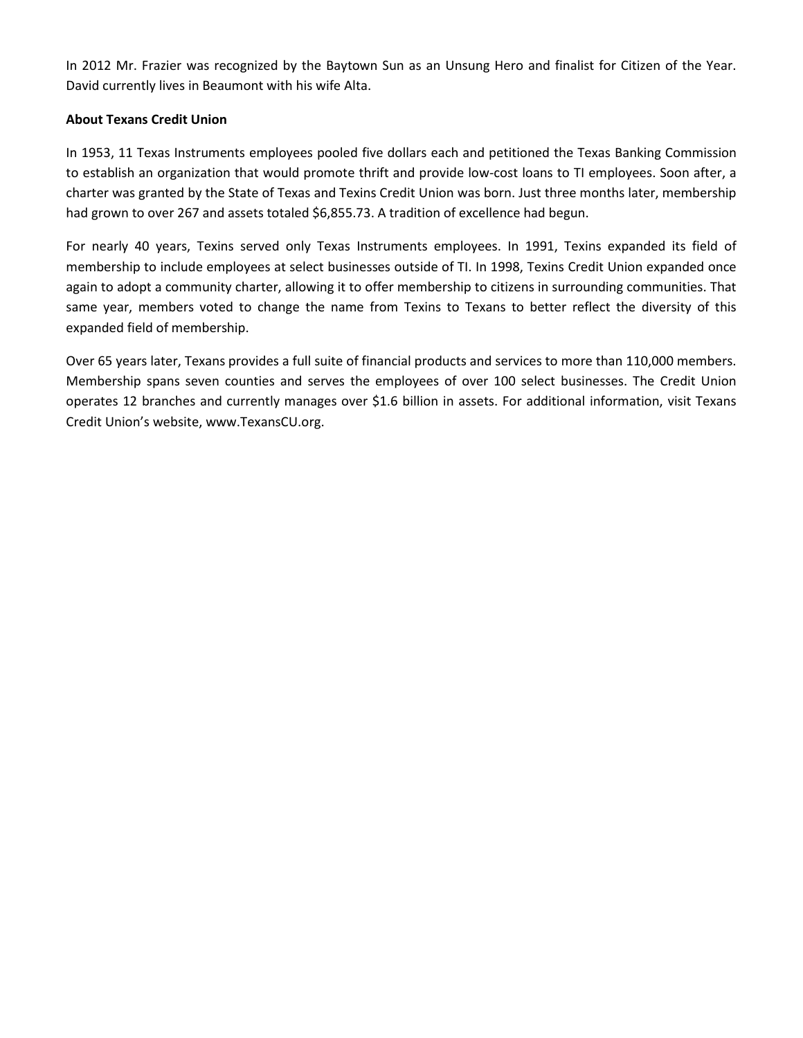In 2012 Mr. Frazier was recognized by the Baytown Sun as an Unsung Hero and finalist for Citizen of the Year. David currently lives in Beaumont with his wife Alta.

**About Texans Credit Union**

In 1953, 11 Texas Instruments employees pooled five dollars each and petitioned the Texas Banking Commission to establish an organization that would promote thrift and provide low-cost loans to TI employees. Soon after, a charter was granted by the State of Texas and Texins Credit Union was born. Just three months later, membership had grown to over 267 and assets totaled $6,855.73. A tradition of excellence had begun.

For nearly 40 years, Texins served only Texas Instruments employees. In 1991, Texins expanded its field of membership to include employees at select businesses outside of TI. In 1998, Texins Credit Union expanded once again to adopt a community charter, allowing it to offer membership to citizens in surrounding communities. That same year, members voted to change the name from Texins to Texans to better reflect the diversity of this expanded field of membership.

Over 65 years later, Texans provides a full suite of financial products and services to more than 110,000 members. Membership spans seven counties and serves the employees of over 100 select businesses. The Credit Union operates 12 branches and currently manages over $1.6 billion in assets. For additional information, visit Texans Credit Union's website, www.TexansCU.org.